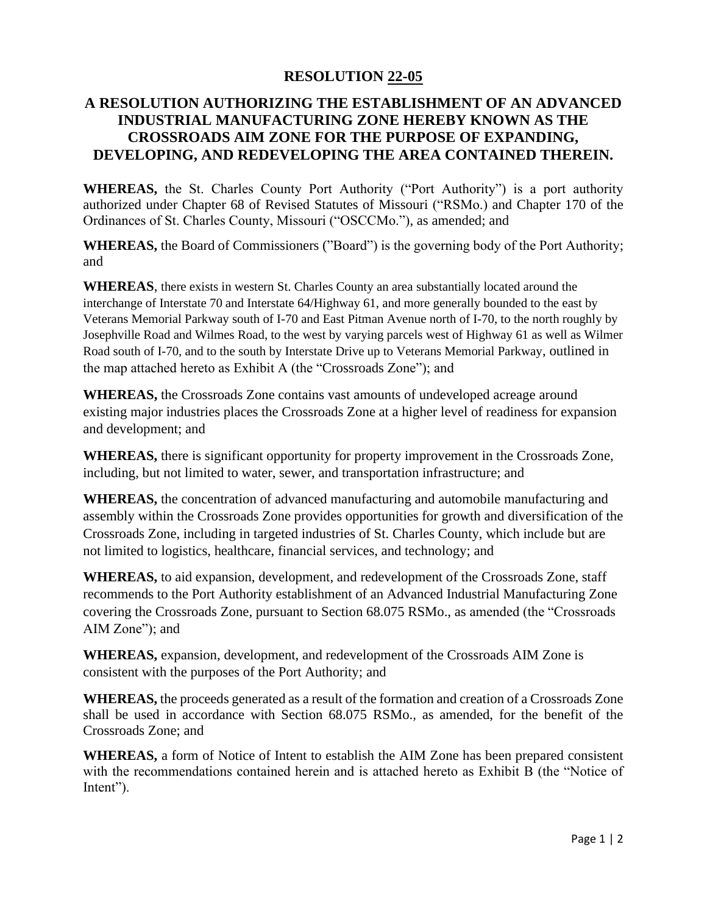# RESOLUTION 22-05

## A RESOLUTION AUTHORIZING THE ESTABLISHMENT OF AN ADVANCED INDUSTRIAL MANUFACTURING ZONE HEREBY KNOWN AS THE CROSSROADS AIM ZONE FOR THE PURPOSE OF EXPANDING, DEVELOPING, AND REDEVELOPING THE AREA CONTAINED THEREIN.

**WHEREAS,** the St. Charles County Port Authority ("Port Authority") is a port authority authorized under Chapter 68 of Revised Statutes of Missouri ("RSMo.) and Chapter 170 of the Ordinances of St. Charles County, Missouri ("OSCCMo."), as amended; and

**WHEREAS,** the Board of Commissioners ("Board") is the governing body of the Port Authority; and

**WHEREAS**, there exists in western St. Charles County an area substantially located around the interchange of Interstate 70 and Interstate 64/Highway 61, and more generally bounded to the east by Veterans Memorial Parkway south of I-70 and East Pitman Avenue north of I-70, to the north roughly by Josephville Road and Wilmes Road, to the west by varying parcels west of Highway 61 as well as Wilmer Road south of I-70, and to the south by Interstate Drive up to Veterans Memorial Parkway, outlined in the map attached hereto as Exhibit A (the "Crossroads Zone"); and

**WHEREAS,** the Crossroads Zone contains vast amounts of undeveloped acreage around existing major industries places the Crossroads Zone at a higher level of readiness for expansion and development; and

**WHEREAS,** there is significant opportunity for property improvement in the Crossroads Zone, including, but not limited to water, sewer, and transportation infrastructure; and

**WHEREAS,** the concentration of advanced manufacturing and automobile manufacturing and assembly within the Crossroads Zone provides opportunities for growth and diversification of the Crossroads Zone, including in targeted industries of St. Charles County, which include but are not limited to logistics, healthcare, financial services, and technology; and

**WHEREAS,** to aid expansion, development, and redevelopment of the Crossroads Zone, staff recommends to the Port Authority establishment of an Advanced Industrial Manufacturing Zone covering the Crossroads Zone, pursuant to Section 68.075 RSMo., as amended (the "Crossroads AIM Zone"); and

**WHEREAS,** expansion, development, and redevelopment of the Crossroads AIM Zone is consistent with the purposes of the Port Authority; and

**WHEREAS,** the proceeds generated as a result of the formation and creation of a Crossroads Zone shall be used in accordance with Section 68.075 RSMo., as amended, for the benefit of the Crossroads Zone; and

**WHEREAS,** a form of Notice of Intent to establish the AIM Zone has been prepared consistent with the recommendations contained herein and is attached hereto as Exhibit B (the "Notice of Intent").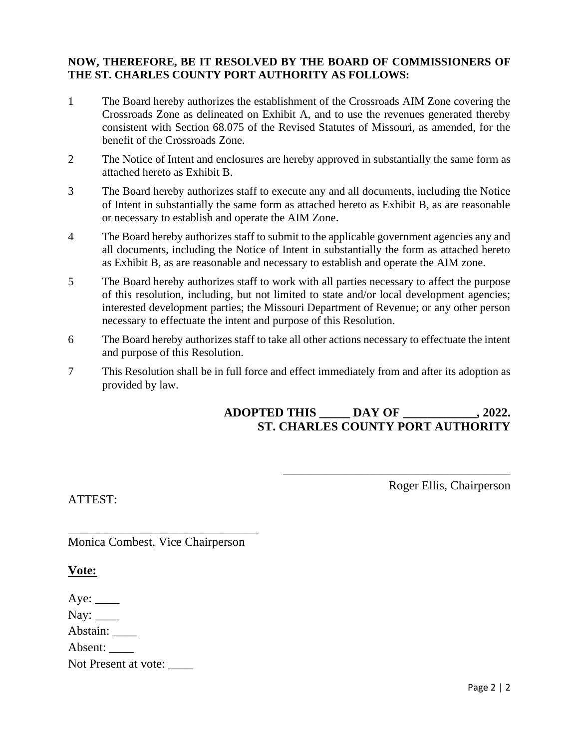**NOW, THEREFORE, BE IT RESOLVED BY THE BOARD OF COMMISSIONERS OF THE ST. CHARLES COUNTY PORT AUTHORITY AS FOLLOWS:**

1. The Board hereby authorizes the establishment of the Crossroads AIM Zone covering the Crossroads Zone as delineated on Exhibit A, and to use the revenues generated thereby consistent with Section 68.075 of the Revised Statutes of Missouri, as amended, for the benefit of the Crossroads Zone.

2. The Notice of Intent and enclosures are hereby approved in substantially the same form as attached hereto as Exhibit B.

3. The Board hereby authorizes staff to execute any and all documents, including the Notice of Intent in substantially the same form as attached hereto as Exhibit B, as are reasonable or necessary to establish and operate the AIM Zone.

4. The Board hereby authorizes staff to submit to the applicable government agencies any and all documents, including the Notice of Intent in substantially the form as attached hereto as Exhibit B, as are reasonable and necessary to establish and operate the AIM zone.

5. The Board hereby authorizes staff to work with all parties necessary to affect the purpose of this resolution, including, but not limited to state and/or local development agencies; interested development parties; the Missouri Department of Revenue; or any other person necessary to effectuate the intent and purpose of this Resolution.

6. The Board hereby authorizes staff to take all other actions necessary to effectuate the intent and purpose of this Resolution.

7. This Resolution shall be in full force and effect immediately from and after its adoption as provided by law.

**ADOPTED THIS _____ DAY OF ____________, 2022.**
**ST. CHARLES COUNTY PORT AUTHORITY**

______________________________________
Roger Ellis, Chairperson

ATTEST:

_______________________________
Monica Combest, Vice Chairperson

**Vote:**

Aye: ____
Nay: ____
Abstain: ____
Absent: ____
Not Present at vote: ____